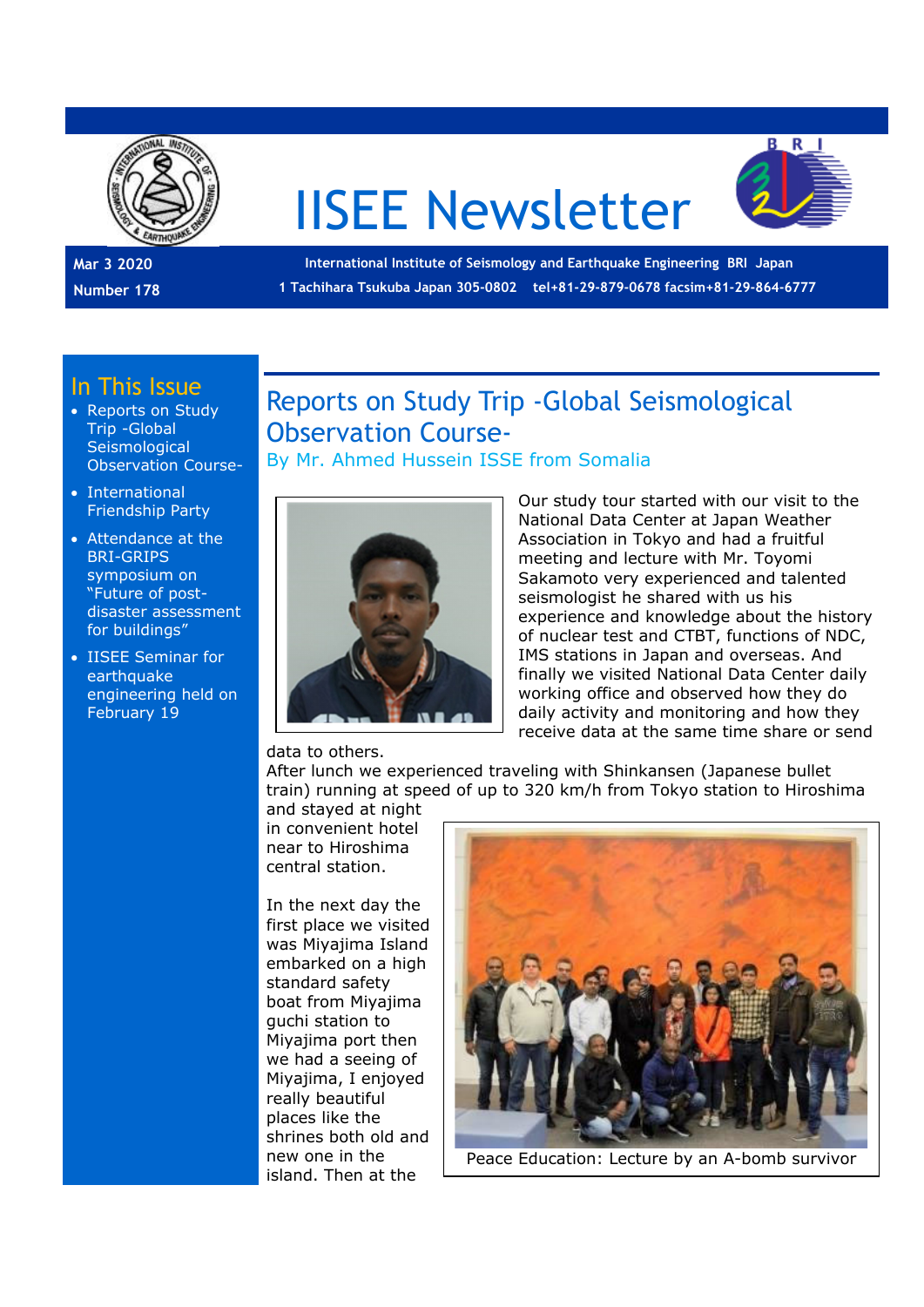# IISEE Newsletter

**Mar 3 2020**
**Number 178**

**International Institute of Seismology and Earthquake Engineering BRI Japan**
**1 Tachihara Tsukuba Japan 305-0802 tel+81-29-879-0678 facsim+81-29-864-6777**

## In This Issue

- Reports on Study Trip -Global Seismological Observation Course-
- International Friendship Party
- Attendance at the BRI-GRIPS symposium on "Future of post-disaster assessment for buildings"
- IISEE Seminar for earthquake engineering held on February 19

## Reports on Study Trip -Global Seismological Observation Course-

### By Mr. Ahmed Hussein ISSE from Somalia

Our study tour started with our visit to the National Data Center at Japan Weather Association in Tokyo and had a fruitful meeting and lecture with Mr. Toyomi Sakamoto very experienced and talented seismologist he shared with us his experience and knowledge about the history of nuclear test and CTBT, functions of NDC, IMS stations in Japan and overseas. And finally we visited National Data Center daily working office and observed how they do daily activity and monitoring and how they receive data at the same time share or send data to others.

After lunch we experienced traveling with Shinkansen (Japanese bullet train) running at speed of up to 320 km/h from Tokyo station to Hiroshima and stayed at night in convenient hotel near to Hiroshima central station.

In the next day the first place we visited was Miyajima Island embarked on a high standard safety boat from Miyajima guchi station to Miyajima port then we had a seeing of Miyajima, I enjoyed really beautiful places like the shrines both old and new one in the island. Then at the

Peace Education: Lecture by an A-bomb survivor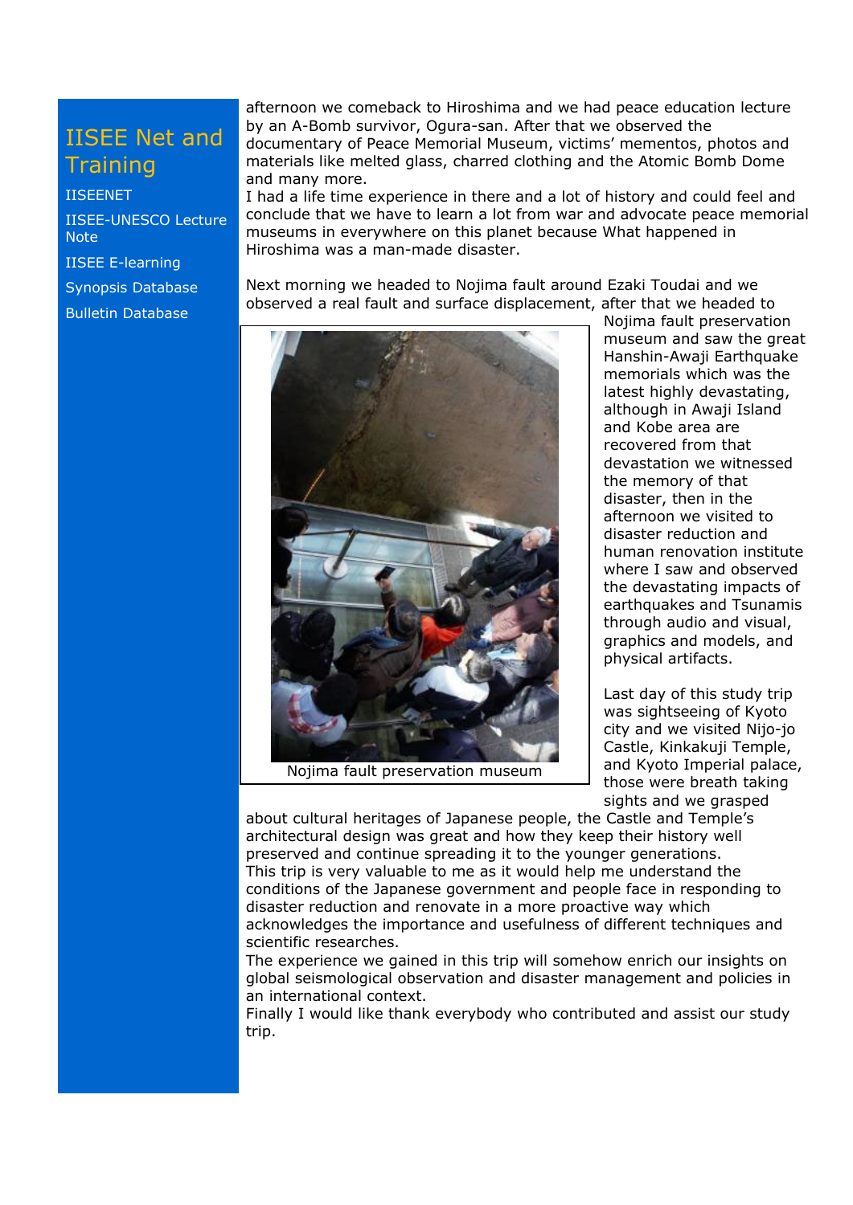## IISEE Net and Training

- IISEENET
- IISEE-UNESCO Lecture Note
- IISEE E-learning
- Synopsis Database
- Bulletin Database

afternoon we comeback to Hiroshima and we had peace education lecture by an A-Bomb survivor, Ogura-san. After that we observed the documentary of Peace Memorial Museum, victims' mementos, photos and materials like melted glass, charred clothing and the Atomic Bomb Dome and many more.
I had a life time experience in there and a lot of history and could feel and conclude that we have to learn a lot from war and advocate peace memorial museums in everywhere on this planet because What happened in Hiroshima was a man-made disaster.

Next morning we headed to Nojima fault around Ezaki Toudai and we observed a real fault and surface displacement, after that we headed to Nojima fault preservation museum and saw the great Hanshin-Awaji Earthquake memorials which was the latest highly devastating, although in Awaji Island and Kobe area are recovered from that devastation we witnessed the memory of that disaster, then in the afternoon we visited to disaster reduction and human renovation institute where I saw and observed the devastating impacts of earthquakes and Tsunamis through audio and visual, graphics and models, and physical artifacts.

Nojima fault preservation museum

Last day of this study trip was sightseeing of Kyoto city and we visited Nijo-jo Castle, Kinkakuji Temple, and Kyoto Imperial palace, those were breath taking sights and we grasped about cultural heritages of Japanese people, the Castle and Temple's architectural design was great and how they keep their history well preserved and continue spreading it to the younger generations.
This trip is very valuable to me as it would help me understand the conditions of the Japanese government and people face in responding to disaster reduction and renovate in a more proactive way which acknowledges the importance and usefulness of different techniques and scientific researches.
The experience we gained in this trip will somehow enrich our insights on global seismological observation and disaster management and policies in an international context.
Finally I would like thank everybody who contributed and assist our study trip.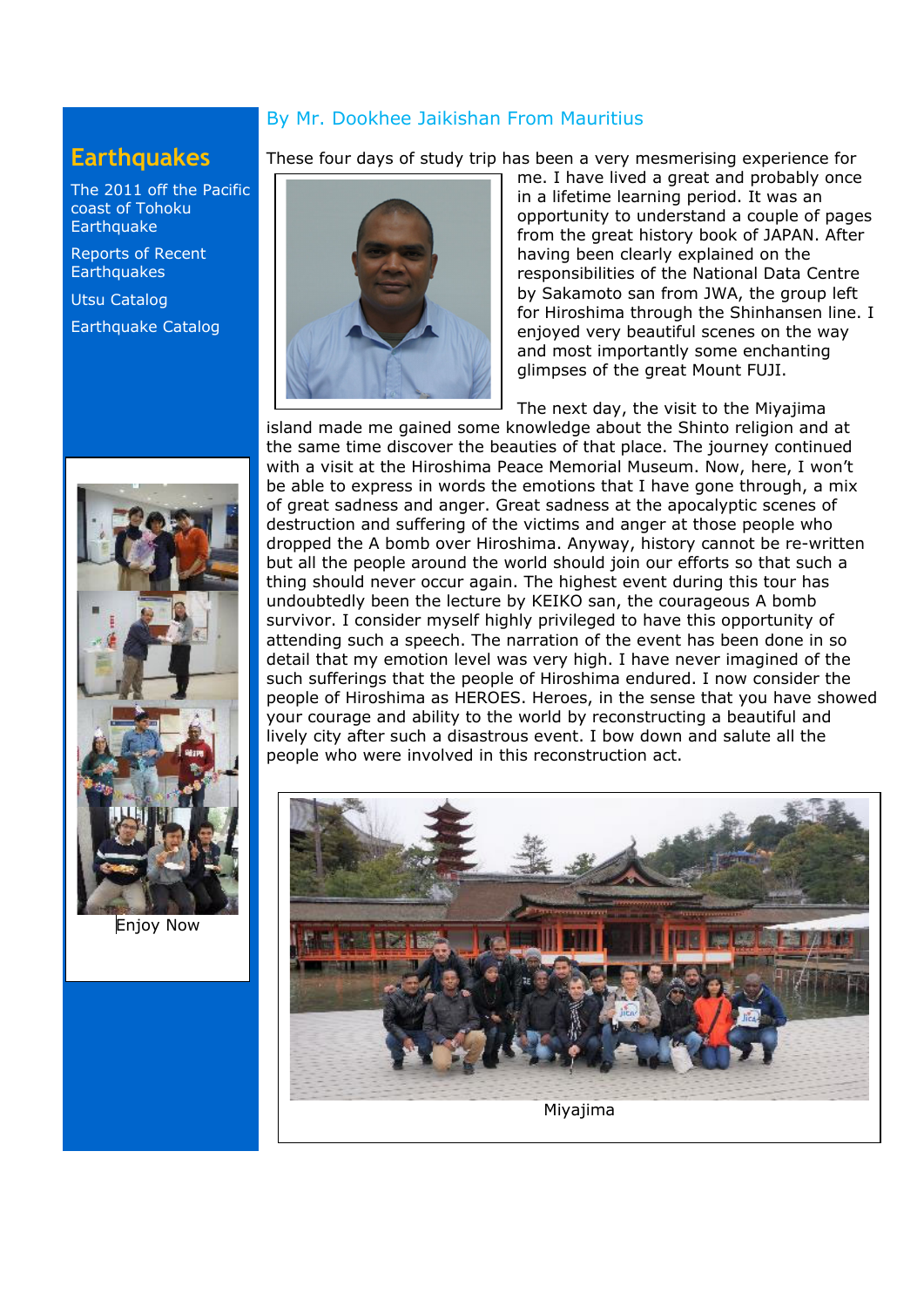## Earthquakes

The 2011 off the Pacific coast of Tohoku Earthquake

Reports of Recent Earthquakes

Utsu Catalog

Earthquake Catalog

Enjoy Now

### By Mr. Dookhee Jaikishan From Mauritius

These four days of study trip has been a very mesmerising experience for me. I have lived a great and probably once in a lifetime learning period. It was an opportunity to understand a couple of pages from the great history book of JAPAN. After having been clearly explained on the responsibilities of the National Data Centre by Sakamoto san from JWA, the group left for Hiroshima through the Shinhansen line. I enjoyed very beautiful scenes on the way and most importantly some enchanting glimpses of the great Mount FUJI.

The next day, the visit to the Miyajima island made me gained some knowledge about the Shinto religion and at the same time discover the beauties of that place. The journey continued with a visit at the Hiroshima Peace Memorial Museum. Now, here, I won't be able to express in words the emotions that I have gone through, a mix of great sadness and anger. Great sadness at the apocalyptic scenes of destruction and suffering of the victims and anger at those people who dropped the A bomb over Hiroshima. Anyway, history cannot be re-written but all the people around the world should join our efforts so that such a thing should never occur again. The highest event during this tour has undoubtedly been the lecture by KEIKO san, the courageous A bomb survivor. I consider myself highly privileged to have this opportunity of attending such a speech. The narration of the event has been done in so detail that my emotion level was very high. I have never imagined of the such sufferings that the people of Hiroshima endured. I now consider the people of Hiroshima as HEROES. Heroes, in the sense that you have showed your courage and ability to the world by reconstructing a beautiful and lively city after such a disastrous event. I bow down and salute all the people who were involved in this reconstruction act.

Miyajima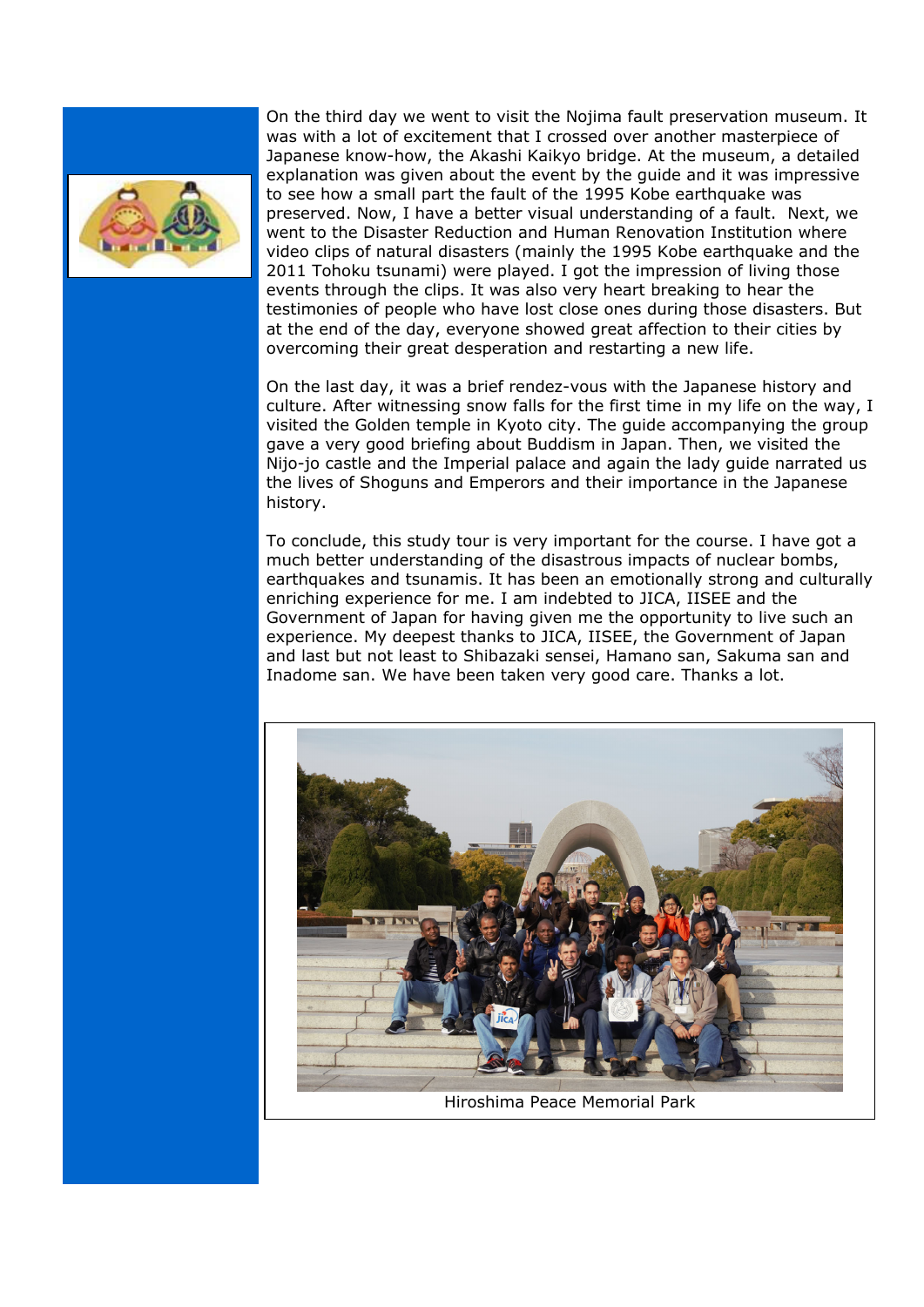On the third day we went to visit the Nojima fault preservation museum. It was with a lot of excitement that I crossed over another masterpiece of Japanese know-how, the Akashi Kaikyo bridge. At the museum, a detailed explanation was given about the event by the guide and it was impressive to see how a small part the fault of the 1995 Kobe earthquake was preserved. Now, I have a better visual understanding of a fault. Next, we went to the Disaster Reduction and Human Renovation Institution where video clips of natural disasters (mainly the 1995 Kobe earthquake and the 2011 Tohoku tsunami) were played. I got the impression of living those events through the clips. It was also very heart breaking to hear the testimonies of people who have lost close ones during those disasters. But at the end of the day, everyone showed great affection to their cities by overcoming their great desperation and restarting a new life.

On the last day, it was a brief rendez-vous with the Japanese history and culture. After witnessing snow falls for the first time in my life on the way, I visited the Golden temple in Kyoto city. The guide accompanying the group gave a very good briefing about Buddism in Japan. Then, we visited the Nijo-jo castle and the Imperial palace and again the lady guide narrated us the lives of Shoguns and Emperors and their importance in the Japanese history.

To conclude, this study tour is very important for the course. I have got a much better understanding of the disastrous impacts of nuclear bombs, earthquakes and tsunamis. It has been an emotionally strong and culturally enriching experience for me. I am indebted to JICA, IISEE and the Government of Japan for having given me the opportunity to live such an experience. My deepest thanks to JICA, IISEE, the Government of Japan and last but not least to Shibazaki sensei, Hamano san, Sakuma san and Inadome san. We have been taken very good care. Thanks a lot.

Hiroshima Peace Memorial Park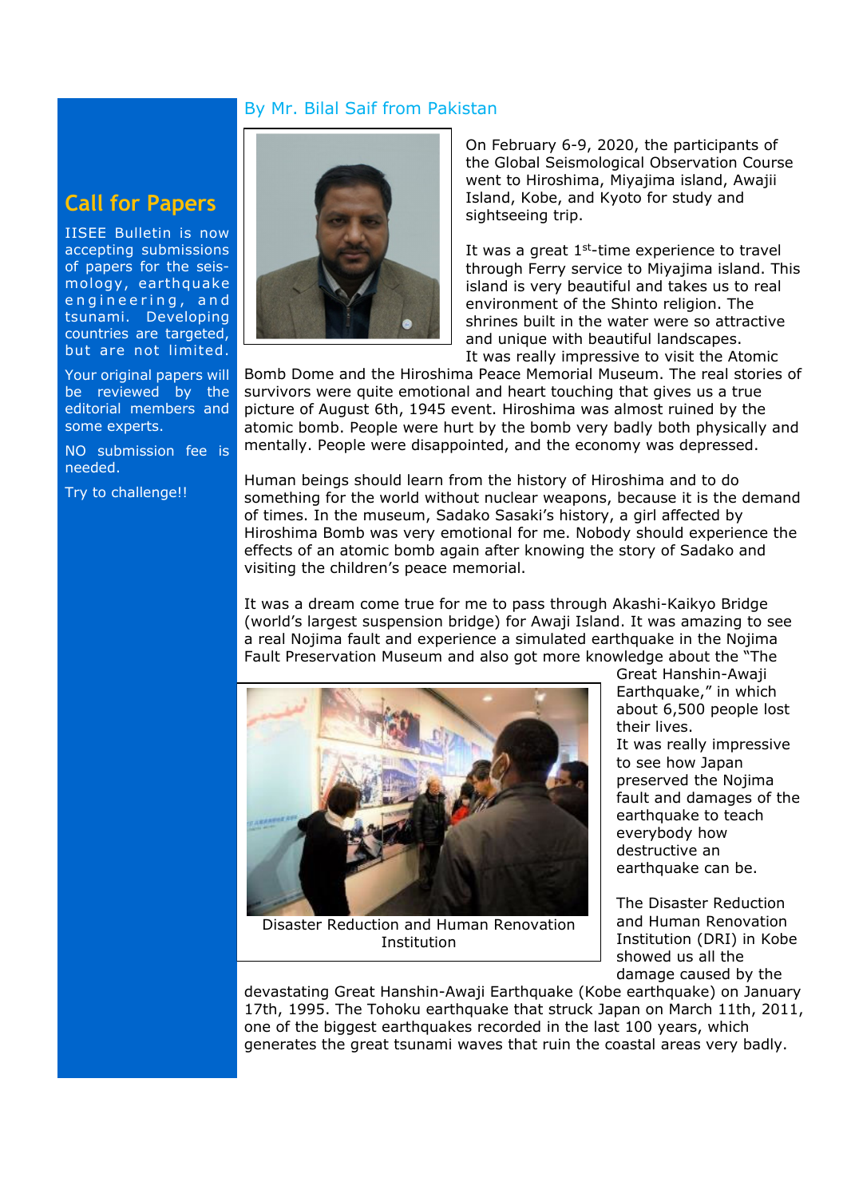## Call for Papers

IISEE Bulletin is now accepting submissions of papers for the seismology, earthquake engineering, and tsunami. Developing countries are targeted, but are not limited.

Your original papers will be reviewed by the editorial members and some experts.

NO submission fee is needed.

Try to challenge!!

By Mr. Bilal Saif from Pakistan

On February 6-9, 2020, the participants of the Global Seismological Observation Course went to Hiroshima, Miyajima island, Awajii Island, Kobe, and Kyoto for study and sightseeing trip.

It was a great 1st-time experience to travel through Ferry service to Miyajima island. This island is very beautiful and takes us to real environment of the Shinto religion. The shrines built in the water were so attractive and unique with beautiful landscapes.

It was really impressive to visit the Atomic Bomb Dome and the Hiroshima Peace Memorial Museum. The real stories of survivors were quite emotional and heart touching that gives us a true picture of August 6th, 1945 event. Hiroshima was almost ruined by the atomic bomb. People were hurt by the bomb very badly both physically and mentally. People were disappointed, and the economy was depressed.

Human beings should learn from the history of Hiroshima and to do something for the world without nuclear weapons, because it is the demand of times. In the museum, Sadako Sasaki's history, a girl affected by Hiroshima Bomb was very emotional for me. Nobody should experience the effects of an atomic bomb again after knowing the story of Sadako and visiting the children's peace memorial.

It was a dream come true for me to pass through Akashi-Kaikyo Bridge (world's largest suspension bridge) for Awaji Island. It was amazing to see a real Nojima fault and experience a simulated earthquake in the Nojima Fault Preservation Museum and also got more knowledge about the "The Great Hanshin-Awaji Earthquake," in which about 6,500 people lost their lives.

It was really impressive to see how Japan preserved the Nojima fault and damages of the earthquake to teach everybody how destructive an earthquake can be.

Disaster Reduction and Human Renovation Institution

The Disaster Reduction and Human Renovation Institution (DRI) in Kobe showed us all the damage caused by the devastating Great Hanshin-Awaji Earthquake (Kobe earthquake) on January 17th, 1995. The Tohoku earthquake that struck Japan on March 11th, 2011, one of the biggest earthquakes recorded in the last 100 years, which generates the great tsunami waves that ruin the coastal areas very badly.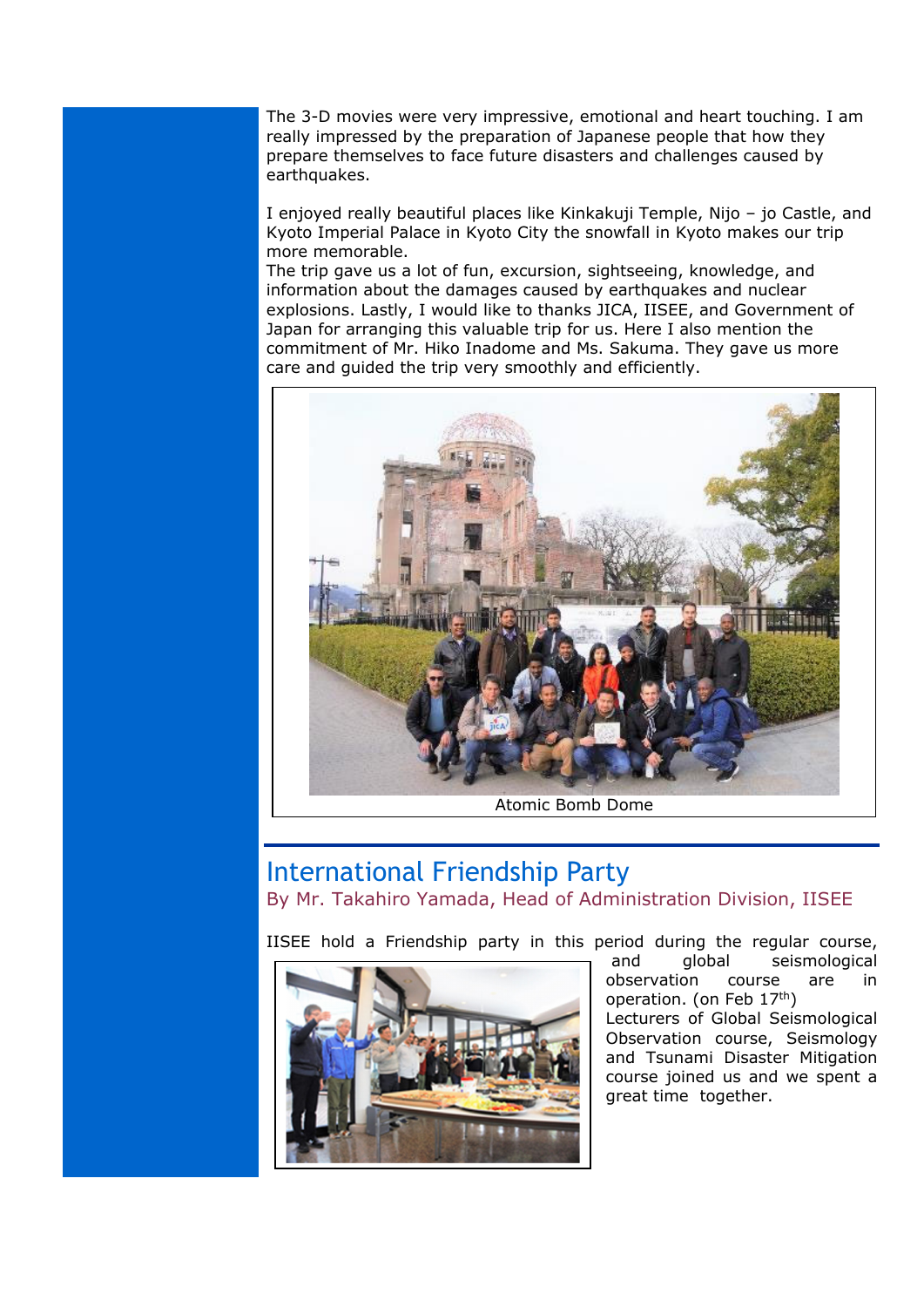The 3-D movies were very impressive, emotional and heart touching. I am really impressed by the preparation of Japanese people that how they prepare themselves to face future disasters and challenges caused by earthquakes.

I enjoyed really beautiful places like Kinkakuji Temple, Nijo – jo Castle, and Kyoto Imperial Palace in Kyoto City the snowfall in Kyoto makes our trip more memorable.
The trip gave us a lot of fun, excursion, sightseeing, knowledge, and information about the damages caused by earthquakes and nuclear explosions. Lastly, I would like to thanks JICA, IISEE, and Government of Japan for arranging this valuable trip for us. Here I also mention the commitment of Mr. Hiko Inadome and Ms. Sakuma. They gave us more care and guided the trip very smoothly and efficiently.

Atomic Bomb Dome

## International Friendship Party

By Mr. Takahiro Yamada, Head of Administration Division, IISEE

IISEE hold a Friendship party in this period during the regular course, and global seismological observation course are in operation. (on Feb 17th)
Lecturers of Global Seismological Observation course, Seismology and Tsunami Disaster Mitigation course joined us and we spent a great time together.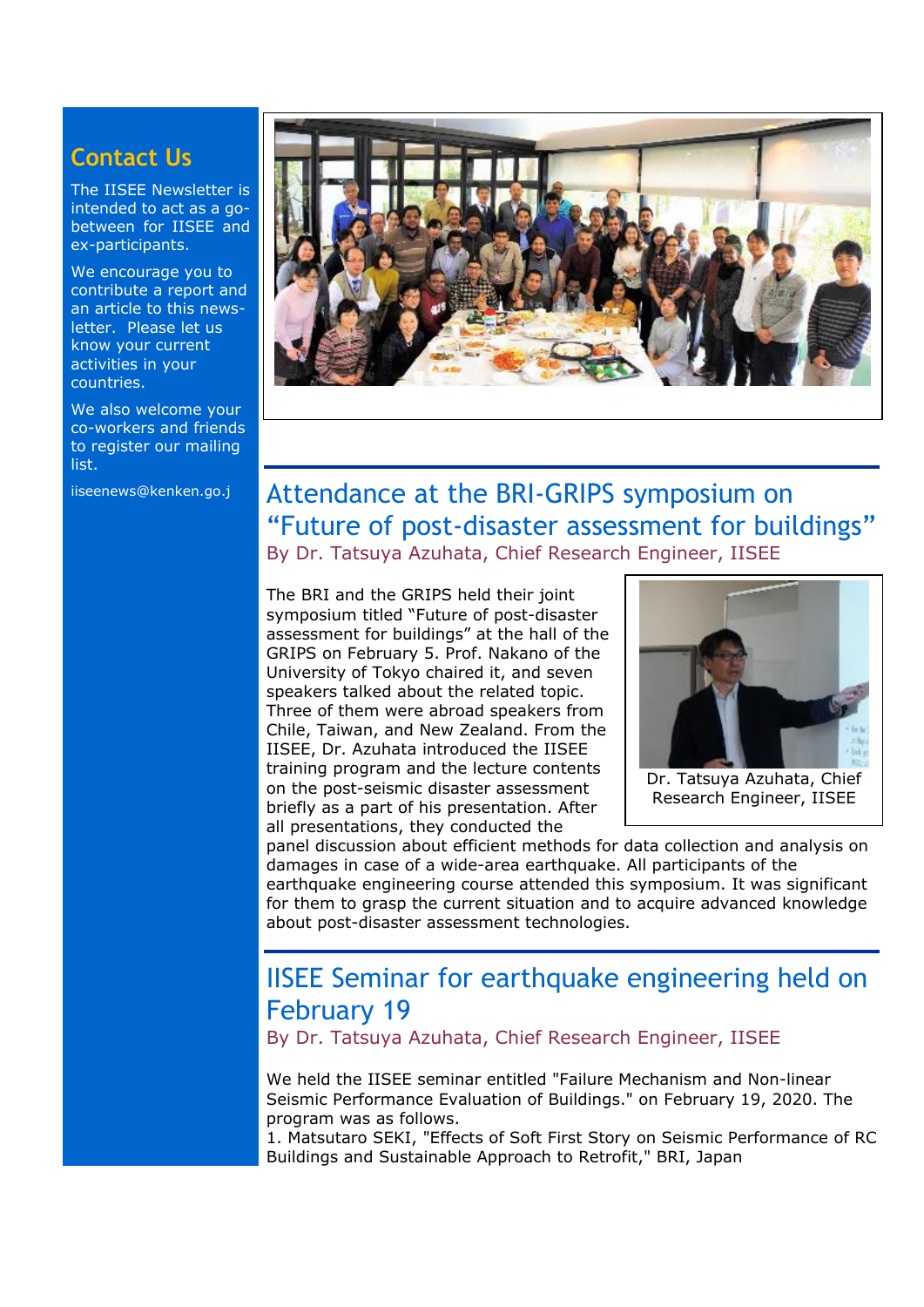## Contact Us

The IISEE Newsletter is intended to act as a go-between for IISEE and ex-participants.

We encourage you to contribute a report and an article to this newsletter. Please let us know your current activities in your countries.

We also welcome your co-workers and friends to register our mailing list.

iiseenews@kenken.go.j

## Attendance at the BRI-GRIPS symposium on "Future of post-disaster assessment for buildings"

By Dr. Tatsuya Azuhata, Chief Research Engineer, IISEE

The BRI and the GRIPS held their joint symposium titled "Future of post-disaster assessment for buildings" at the hall of the GRIPS on February 5. Prof. Nakano of the University of Tokyo chaired it, and seven speakers talked about the related topic. Three of them were abroad speakers from Chile, Taiwan, and New Zealand. From the IISEE, Dr. Azuhata introduced the IISEE training program and the lecture contents on the post-seismic disaster assessment briefly as a part of his presentation. After all presentations, they conducted the panel discussion about efficient methods for data collection and analysis on damages in case of a wide-area earthquake. All participants of the earthquake engineering course attended this symposium. It was significant for them to grasp the current situation and to acquire advanced knowledge about post-disaster assessment technologies.

Dr. Tatsuya Azuhata, Chief Research Engineer, IISEE

## IISEE Seminar for earthquake engineering held on February 19

By Dr. Tatsuya Azuhata, Chief Research Engineer, IISEE

We held the IISEE seminar entitled "Failure Mechanism and Non-linear Seismic Performance Evaluation of Buildings." on February 19, 2020. The program was as follows.

1. Matsutaro SEKI, "Effects of Soft First Story on Seismic Performance of RC Buildings and Sustainable Approach to Retrofit," BRI, Japan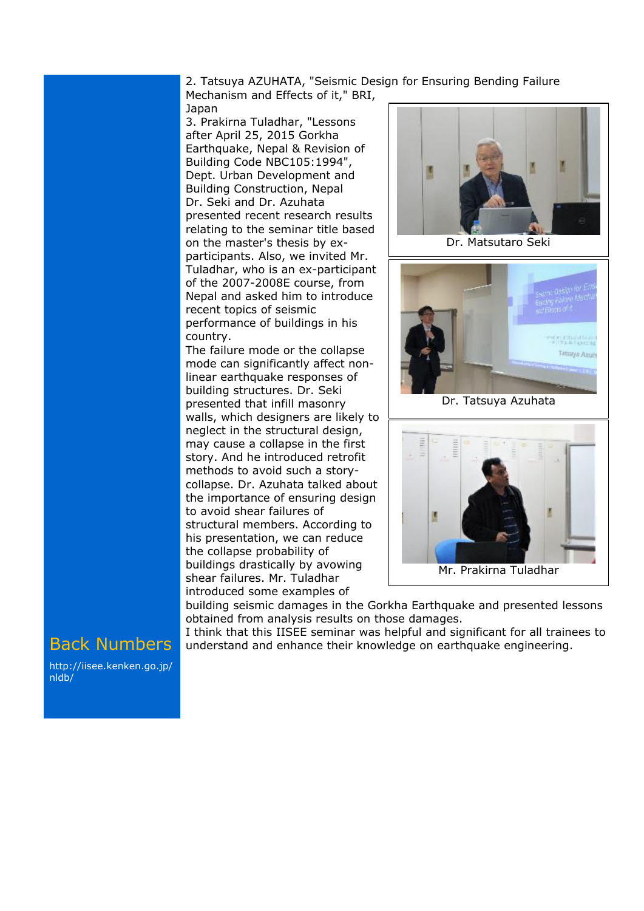2. Tatsuya AZUHATA, "Seismic Design for Ensuring Bending Failure Mechanism and Effects of it," BRI, Japan

3. Prakirna Tuladhar, "Lessons after April 25, 2015 Gorkha Earthquake, Nepal & Revision of Building Code NBC105:1994", Dept. Urban Development and Building Construction, Nepal

Dr. Seki and Dr. Azuhata presented recent research results relating to the seminar title based on the master's thesis by ex-participants. Also, we invited Mr. Tuladhar, who is an ex-participant of the 2007-2008E course, from Nepal and asked him to introduce recent topics of seismic performance of buildings in his country.

The failure mode or the collapse mode can significantly affect non-linear earthquake responses of building structures. Dr. Seki presented that infill masonry walls, which designers are likely to neglect in the structural design, may cause a collapse in the first story. And he introduced retrofit methods to avoid such a story-collapse. Dr. Azuhata talked about the importance of ensuring design to avoid shear failures of structural members. According to his presentation, we can reduce the collapse probability of buildings drastically by avowing shear failures. Mr. Tuladhar introduced some examples of building seismic damages in the Gorkha Earthquake and presented lessons obtained from analysis results on those damages.

I think that this IISEE seminar was helpful and significant for all trainees to understand and enhance their knowledge on earthquake engineering.

Dr. Matsutaro Seki

Dr. Tatsuya Azuhata

Mr. Prakirna Tuladhar

## Back Numbers

http://iisee.kenken.go.jp/nldb/